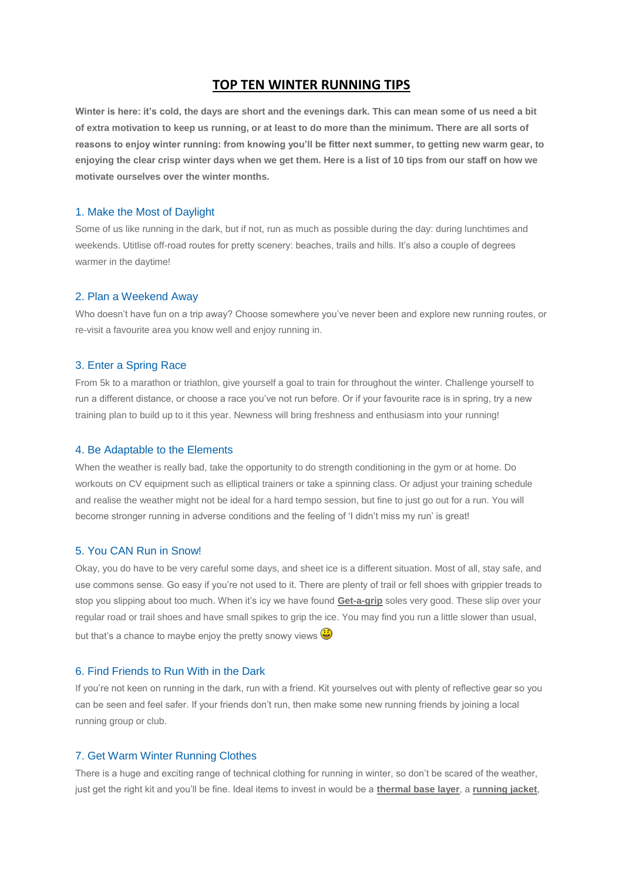# TOP TEN WINTER RUNNING TIPS

**Winter is here: it's cold, the days are short and the evenings dark. This can mean some of us need a bit of extra motivation to keep us running, or at least to do more than the minimum. There are all sorts of reasons to enjoy winter running: from knowing you'll be fitter next summer, to getting new warm gear, to enjoying the clear crisp winter days when we get them. Here is a list of 10 tips from our staff on how we motivate ourselves over the winter months.**

## 1. Make the Most of Daylight

Some of us like running in the dark, but if not, run as much as possible during the day: during lunchtimes and weekends. Utitlise off-road routes for pretty scenery: beaches, trails and hills. It's also a couple of degrees warmer in the daytime!

## 2. Plan a Weekend Away

Who doesn't have fun on a trip away? Choose somewhere you've never been and explore new running routes, or re-visit a favourite area you know well and enjoy running in.

## 3. Enter a Spring Race

From 5k to a marathon or triathlon, give yourself a goal to train for throughout the winter. Challenge yourself to run a different distance, or choose a race you've not run before. Or if your favourite race is in spring, try a new training plan to build up to it this year. Newness will bring freshness and enthusiasm into your running!

## 4. Be Adaptable to the Elements

When the weather is really bad, take the opportunity to do strength conditioning in the gym or at home. Do workouts on CV equipment such as elliptical trainers or take a spinning class. Or adjust your training schedule and realise the weather might not be ideal for a hard tempo session, but fine to just go out for a run. You will become stronger running in adverse conditions and the feeling of 'I didn't miss my run' is great!

## 5. You CAN Run in Snow!

Okay, you do have to be very careful some days, and sheet ice is a different situation. Most of all, stay safe, and use commons sense. Go easy if you're not used to it. There are plenty of trail or fell shoes with grippier treads to stop you slipping about too much. When it's icy we have found **Get-a-grip** soles very good. These slip over your regular road or trail shoes and have small spikes to grip the ice. You may find you run a little slower than usual, but that's a chance to maybe enjoy the pretty snowy views 😃

## 6. Find Friends to Run With in the Dark

If you're not keen on running in the dark, run with a friend. Kit yourselves out with plenty of reflective gear so you can be seen and feel safer. If your friends don't run, then make some new running friends by joining a local running group or club.

## 7. Get Warm Winter Running Clothes

There is a huge and exciting range of technical clothing for running in winter, so don't be scared of the weather, just get the right kit and you'll be fine. Ideal items to invest in would be a **thermal base layer**, a **running jacket**,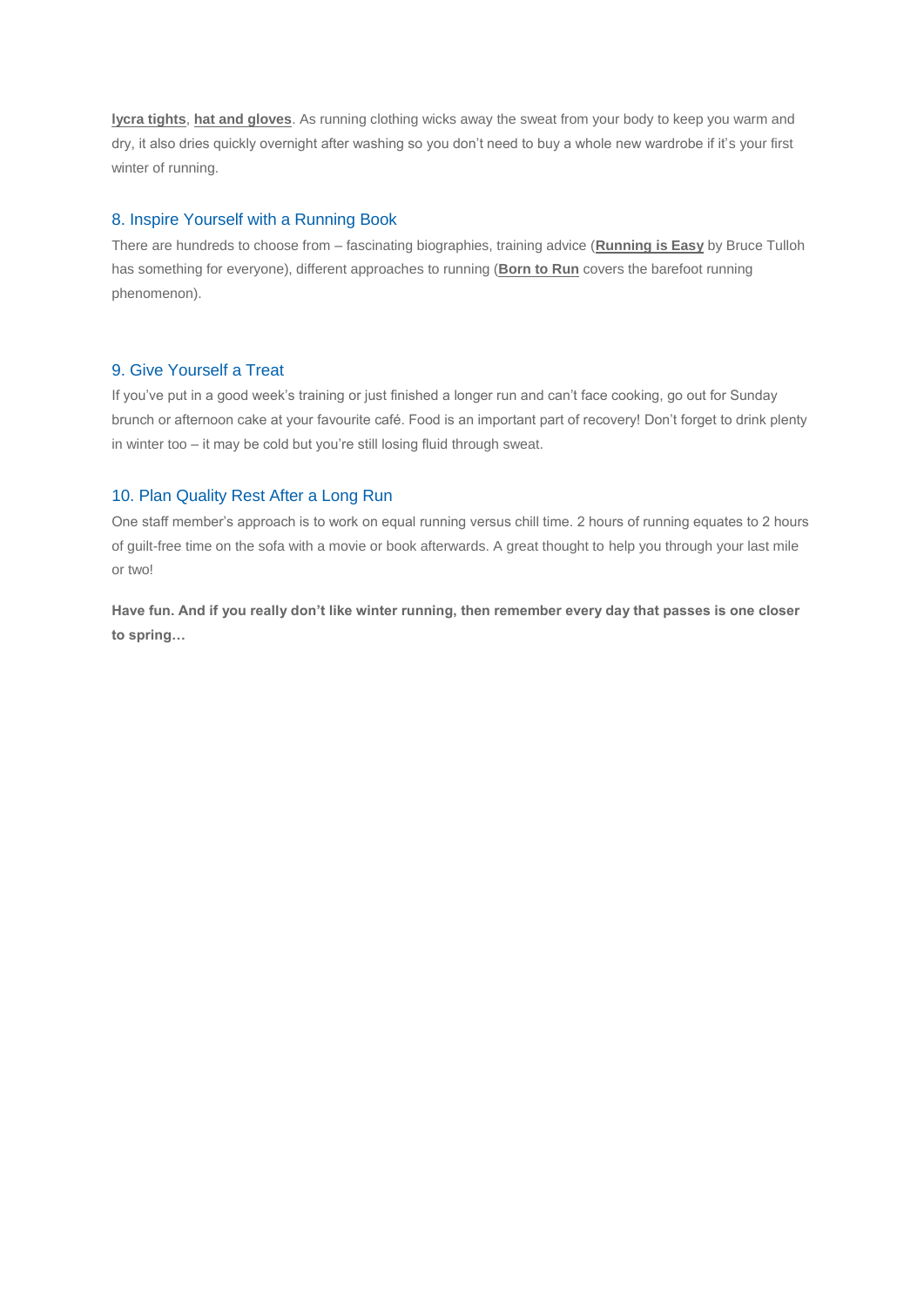**lycra tights**, **hat and gloves**. As running clothing wicks away the sweat from your body to keep you warm and dry, it also dries quickly overnight after washing so you don't need to buy a whole new wardrobe if it's your first winter of running.

### 8. Inspire Yourself with a Running Book

There are hundreds to choose from – fascinating biographies, training advice (**Running is Easy** by Bruce Tulloh has something for everyone), different approaches to running (**Born to Run** covers the barefoot running phenomenon).

### 9. Give Yourself a Treat

If you've put in a good week's training or just finished a longer run and can't face cooking, go out for Sunday brunch or afternoon cake at your favourite café. Food is an important part of recovery! Don't forget to drink plenty in winter too – it may be cold but you're still losing fluid through sweat.

### 10. Plan Quality Rest After a Long Run

One staff member's approach is to work on equal running versus chill time. 2 hours of running equates to 2 hours of guilt-free time on the sofa with a movie or book afterwards. A great thought to help you through your last mile or two!

**Have fun. And if you really don't like winter running, then remember every day that passes is one closer to spring…**